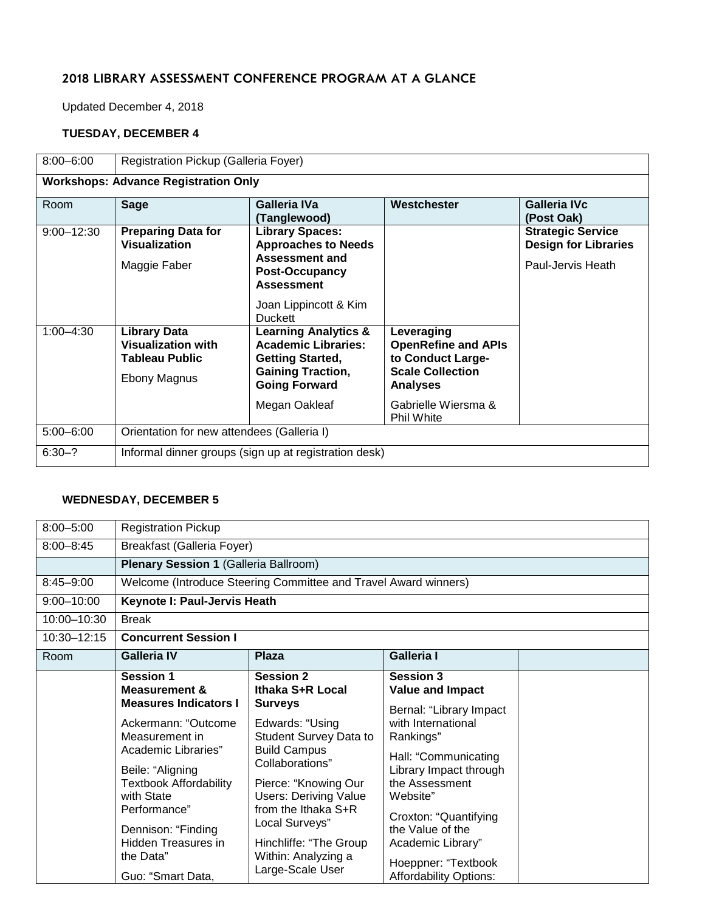## 2018 LIBRARY ASSESSMENT CONFERENCE PROGRAM AT A GLANCE

Updated December 4, 2018

### TUESDAY, DECEMBER 4

| 8:00–6:00 | Registration Pickup (Galleria Foyer) | | | |
|---|---|---|---|---|
| **Workshops: Advance Registration Only** | | | | |
| Room | **Sage** | **Galleria IVa (Tanglewood)** | **Westchester** | **Galleria IVc (Post Oak)** |
| 9:00–12:30 | **Preparing Data for Visualization**<br><br>Maggie Faber | **Library Spaces: Approaches to Needs Assessment and Post-Occupancy Assessment**<br><br>Joan Lippincott & Kim Duckett | | **Strategic Service Design for Libraries**<br><br>Paul-Jervis Heath |
| 1:00–4:30 | **Library Data Visualization with Tableau Public**<br><br>Ebony Magnus | **Learning Analytics & Academic Libraries: Getting Started, Gaining Traction, Going Forward**<br><br>Megan Oakleaf | **Leveraging OpenRefine and APIs to Conduct Large-Scale Collection Analyses**<br><br>Gabrielle Wiersma & Phil White | |
| 5:00–6:00 | Orientation for new attendees (Galleria I) | | | |
| 6:30–? | Informal dinner groups (sign up at registration desk) | | | |

### WEDNESDAY, DECEMBER 5

| 8:00–5:00 | Registration Pickup | | | |
|---|---|---|---|---|
| 8:00–8:45 | Breakfast (Galleria Foyer) | | | |
| | **Plenary Session 1** (Galleria Ballroom) | | | |
| 8:45–9:00 | Welcome (Introduce Steering Committee and Travel Award winners) | | | |
| 9:00–10:00 | **Keynote I: Paul-Jervis Heath** | | | |
| 10:00–10:30 | Break | | | |
| 10:30–12:15 | **Concurrent Session I** | | | |
| Room | **Galleria IV** | **Plaza** | **Galleria I** | |
| | **Session 1**<br>**Measurement & Measures Indicators I**<br><br>Ackermann: "Outcome Measurement in Academic Libraries"<br><br>Beile: "Aligning Textbook Affordability with State Performance"<br><br>Dennison: "Finding Hidden Treasures in the Data"<br><br>Guo: "Smart Data, | **Session 2**<br>**Ithaka S+R Local Surveys**<br><br>Edwards: "Using Student Survey Data to Build Campus Collaborations"<br><br>Pierce: "Knowing Our Users: Deriving Value from the Ithaka S+R Local Surveys"<br><br>Hinchliffe: "The Group Within: Analyzing a Large-Scale User | **Session 3**<br>**Value and Impact**<br><br>Bernal: "Library Impact with International Rankings"<br><br>Hall: "Communicating Library Impact through the Assessment Website"<br><br>Croxton: "Quantifying the Value of the Academic Library"<br><br>Hoeppner: "Textbook Affordability Options: | |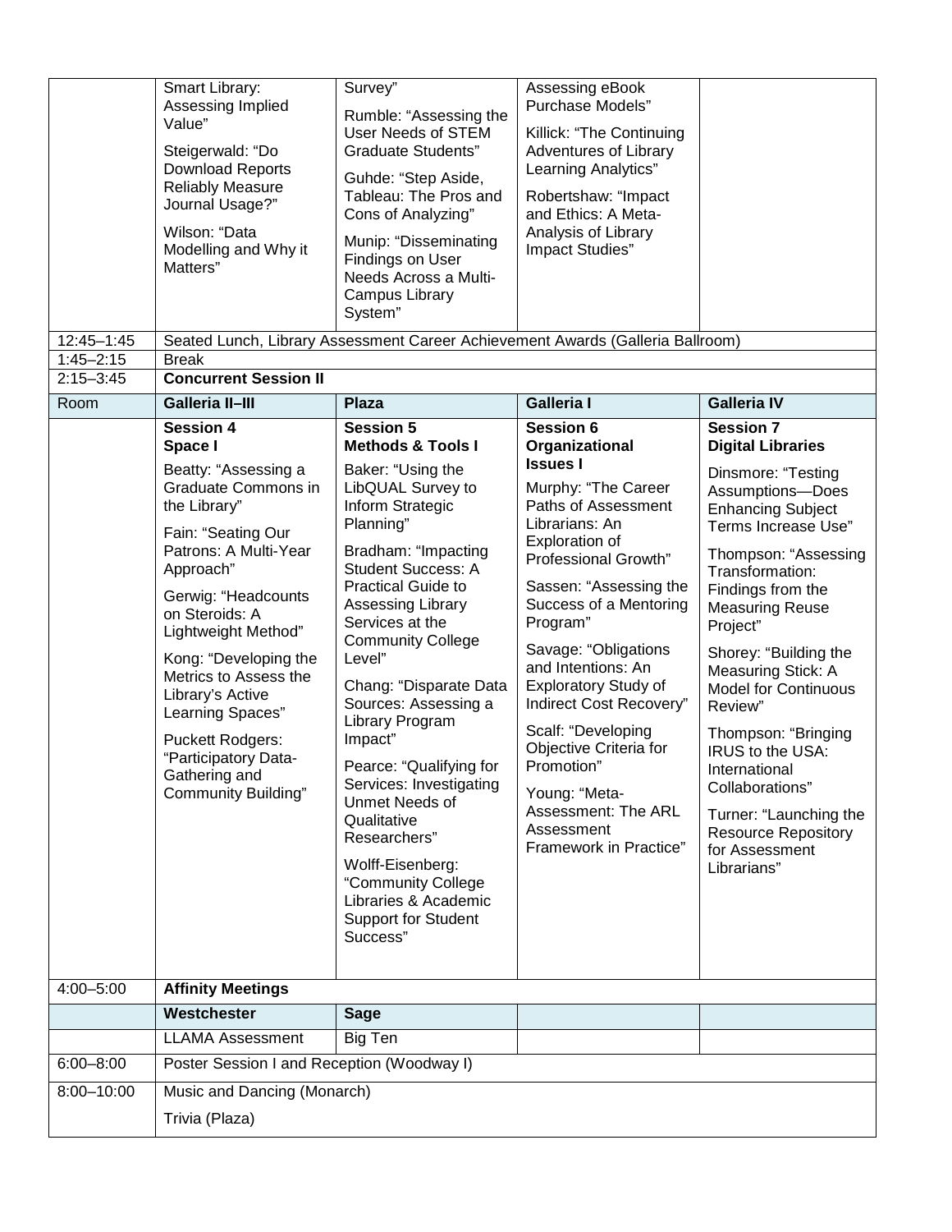| | | | | |
|---|---|---|---|---|
| | Smart Library: Assessing Implied Value"<br><br>Steigerwald: "Do Download Reports Reliably Measure Journal Usage?"<br><br>Wilson: "Data Modelling and Why it Matters" | Survey"<br><br>Rumble: "Assessing the User Needs of STEM Graduate Students"<br><br>Guhde: "Step Aside, Tableau: The Pros and Cons of Analyzing"<br><br>Munip: "Disseminating Findings on User Needs Across a Multi-Campus Library System" | Assessing eBook Purchase Models"<br><br>Killick: "The Continuing Adventures of Library Learning Analytics"<br><br>Robertshaw: "Impact and Ethics: A Meta-Analysis of Library Impact Studies" | |
| 12:45–1:45 | Seated Lunch, Library Assessment Career Achievement Awards (Galleria Ballroom) | | | |
| 1:45–2:15 | Break | | | |
| 2:15–3:45 | **Concurrent Session II** | | | |
| Room | **Galleria II–III** | **Plaza** | **Galleria I** | **Galleria IV** |
| | **Session 4**<br>**Space I**<br><br>Beatty: "Assessing a Graduate Commons in the Library"<br><br>Fain: "Seating Our Patrons: A Multi-Year Approach"<br><br>Gerwig: "Headcounts on Steroids: A Lightweight Method"<br><br>Kong: "Developing the Metrics to Assess the Library's Active Learning Spaces"<br><br>Puckett Rodgers: "Participatory Data-Gathering and Community Building" | **Session 5**<br>**Methods & Tools I**<br><br>Baker: "Using the LibQUAL Survey to Inform Strategic Planning"<br><br>Bradham: "Impacting Student Success: A Practical Guide to Assessing Library Services at the Community College Level"<br><br>Chang: "Disparate Data Sources: Assessing a Library Program Impact"<br><br>Pearce: "Qualifying for Services: Investigating Unmet Needs of Qualitative Researchers"<br><br>Wolff-Eisenberg: "Community College Libraries & Academic Support for Student Success" | **Session 6**<br>**Organizational Issues I**<br><br>Murphy: "The Career Paths of Assessment Librarians: An Exploration of Professional Growth"<br><br>Sassen: "Assessing the Success of a Mentoring Program"<br><br>Savage: "Obligations and Intentions: An Exploratory Study of Indirect Cost Recovery"<br><br>Scalf: "Developing Objective Criteria for Promotion"<br><br>Young: "Meta-Assessment: The ARL Assessment Framework in Practice" | **Session 7**<br>**Digital Libraries**<br><br>Dinsmore: "Testing Assumptions—Does Enhancing Subject Terms Increase Use"<br><br>Thompson: "Assessing Transformation: Findings from the Measuring Reuse Project"<br><br>Shorey: "Building the Measuring Stick: A Model for Continuous Review"<br><br>Thompson: "Bringing IRUS to the USA: International Collaborations"<br><br>Turner: "Launching the Resource Repository for Assessment Librarians" |
| 4:00–5:00 | **Affinity Meetings** | | | |
| | **Westchester** | **Sage** | | |
| | LLAMA Assessment | Big Ten | | |
| 6:00–8:00 | Poster Session I and Reception (Woodway I) | | | |
| 8:00–10:00 | Music and Dancing (Monarch)<br><br>Trivia (Plaza) | | | |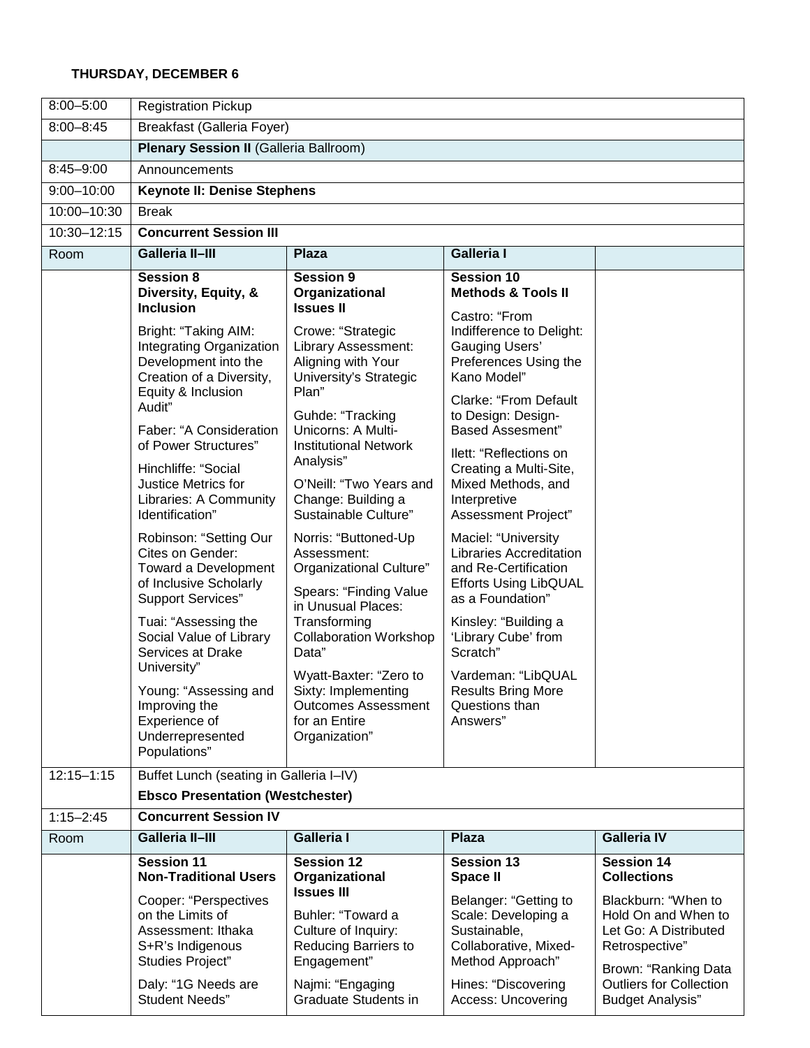**THURSDAY, DECEMBER 6**

| | | | | |
|---|---|---|---|---|
| 8:00–5:00 | Registration Pickup | | | |
| 8:00–8:45 | Breakfast (Galleria Foyer) | | | |
| | **Plenary Session II** (Galleria Ballroom) | | | |
| 8:45–9:00 | Announcements | | | |
| 9:00–10:00 | **Keynote II: Denise Stephens** | | | |
| 10:00–10:30 | Break | | | |
| 10:30–12:15 | **Concurrent Session III** | | | |
| Room | **Galleria II–III** | **Plaza** | **Galleria I** | |
| | **Session 8 Diversity, Equity, & Inclusion**<br><br>Bright: "Taking AIM: Integrating Organization Development into the Creation of a Diversity, Equity & Inclusion Audit"<br><br>Faber: "A Consideration of Power Structures"<br><br>Hinchliffe: "Social Justice Metrics for Libraries: A Community Identification"<br><br>Robinson: "Setting Our Cites on Gender: Toward a Development of Inclusive Scholarly Support Services"<br><br>Tuai: "Assessing the Social Value of Library Services at Drake University"<br><br>Young: "Assessing and Improving the Experience of Underrepresented Populations" | **Session 9 Organizational Issues II**<br><br>Crowe: "Strategic Library Assessment: Aligning with Your University's Strategic Plan"<br><br>Guhde: "Tracking Unicorns: A Multi-Institutional Network Analysis"<br><br>O'Neill: "Two Years and Change: Building a Sustainable Culture"<br><br>Norris: "Buttoned-Up Assessment: Organizational Culture"<br><br>Spears: "Finding Value in Unusual Places: Transforming Collaboration Workshop Data"<br><br>Wyatt-Baxter: "Zero to Sixty: Implementing Outcomes Assessment for an Entire Organization" | **Session 10 Methods & Tools II**<br><br>Castro: "From Indifference to Delight: Gauging Users' Preferences Using the Kano Model"<br><br>Clarke: "From Default to Design: Design-Based Assesment"<br><br>Ilett: "Reflections on Creating a Multi-Site, Mixed Methods, and Interpretive Assessment Project"<br><br>Maciel: "University Libraries Accreditation and Re-Certification Efforts Using LibQUAL as a Foundation"<br><br>Kinsley: "Building a 'Library Cube' from Scratch"<br><br>Vardeman: "LibQUAL Results Bring More Questions than Answers" | |
| 12:15–1:15 | Buffet Lunch (seating in Galleria I–IV)<br><br>**Ebsco Presentation (Westchester)** | | | |
| 1:15–2:45 | **Concurrent Session IV** | | | |
| Room | **Galleria II–III** | **Galleria I** | **Plaza** | **Galleria IV** |
| | **Session 11 Non-Traditional Users**<br><br>Cooper: "Perspectives on the Limits of Assessment: Ithaka S+R's Indigenous Studies Project"<br><br>Daly: "1G Needs are Student Needs" | **Session 12 Organizational Issues III**<br><br>Buhler: "Toward a Culture of Inquiry: Reducing Barriers to Engagement"<br><br>Najmi: "Engaging Graduate Students in | **Session 13 Space II**<br><br>Belanger: "Getting to Scale: Developing a Sustainable, Collaborative, Mixed-Method Approach"<br><br>Hines: "Discovering Access: Uncovering | **Session 14 Collections**<br><br>Blackburn: "When to Hold On and When to Let Go: A Distributed Retrospective"<br><br>Brown: "Ranking Data Outliers for Collection Budget Analysis" |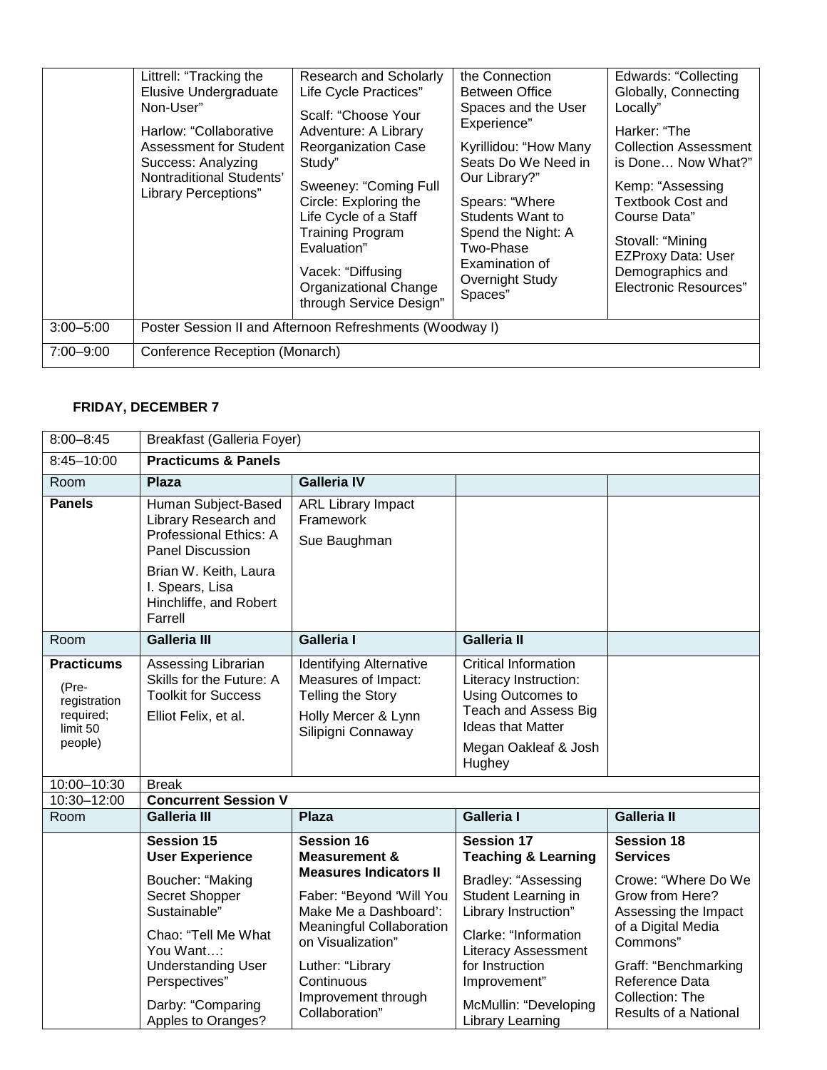| | | | | |
|---|---|---|---|---|
| | Littrell: "Tracking the Elusive Undergraduate Non-User"<br><br>Harlow: "Collaborative Assessment for Student Success: Analyzing Nontraditional Students' Library Perceptions" | Research and Scholarly Life Cycle Practices"<br><br>Scalf: "Choose Your Adventure: A Library Reorganization Case Study"<br><br>Sweeney: "Coming Full Circle: Exploring the Life Cycle of a Staff Training Program Evaluation"<br><br>Vacek: "Diffusing Organizational Change through Service Design" | the Connection Between Office Spaces and the User Experience"<br><br>Kyrillidou: "How Many Seats Do We Need in Our Library?"<br><br>Spears: "Where Students Want to Spend the Night: A Two-Phase Examination of Overnight Study Spaces" | Edwards: "Collecting Globally, Connecting Locally"<br><br>Harker: "The Collection Assessment is Done… Now What?"<br><br>Kemp: "Assessing Textbook Cost and Course Data"<br><br>Stovall: "Mining EZProxy Data: User Demographics and Electronic Resources" |
| 3:00–5:00 | Poster Session II and Afternoon Refreshments (Woodway I) | | | |
| 7:00–9:00 | Conference Reception (Monarch) | | | |

**FRIDAY, DECEMBER 7**

| | | | | |
|---|---|---|---|---|
| 8:00–8:45 | Breakfast (Galleria Foyer) | | | |
| 8:45–10:00 | **Practicums & Panels** | | | |
| Room | **Plaza** | **Galleria IV** | | |
| **Panels** | Human Subject-Based Library Research and Professional Ethics: A Panel Discussion<br><br>Brian W. Keith, Laura I. Spears, Lisa Hinchliffe, and Robert Farrell | ARL Library Impact Framework<br><br>Sue Baughman | | |
| Room | **Galleria III** | **Galleria I** | **Galleria II** | |
| **Practicums**<br><br>(Pre-registration required; limit 50 people) | Assessing Librarian Skills for the Future: A Toolkit for Success<br><br>Elliot Felix, et al. | Identifying Alternative Measures of Impact: Telling the Story<br><br>Holly Mercer & Lynn Silipigni Connaway | Critical Information Literacy Instruction: Using Outcomes to Teach and Assess Big Ideas that Matter<br><br>Megan Oakleaf & Josh Hughey | |
| 10:00–10:30 | Break | | | |
| 10:30–12:00 | **Concurrent Session V** | | | |
| Room | **Galleria III** | **Plaza** | **Galleria I** | **Galleria II** |
| | **Session 15**<br>**User Experience**<br><br>Boucher: "Making Secret Shopper Sustainable"<br><br>Chao: "Tell Me What You Want…: Understanding User Perspectives"<br><br>Darby: "Comparing Apples to Oranges? | **Session 16**<br>**Measurement & Measures Indicators II**<br><br>Faber: "Beyond 'Will You Make Me a Dashboard': Meaningful Collaboration on Visualization"<br><br>Luther: "Library Continuous Improvement through Collaboration" | **Session 17**<br>**Teaching & Learning**<br><br>Bradley: "Assessing Student Learning in Library Instruction"<br><br>Clarke: "Information Literacy Assessment for Instruction Improvement"<br><br>McMullin: "Developing Library Learning | **Session 18**<br>**Services**<br><br>Crowe: "Where Do We Grow from Here? Assessing the Impact of a Digital Media Commons"<br><br>Graff: "Benchmarking Reference Data Collection: The Results of a National |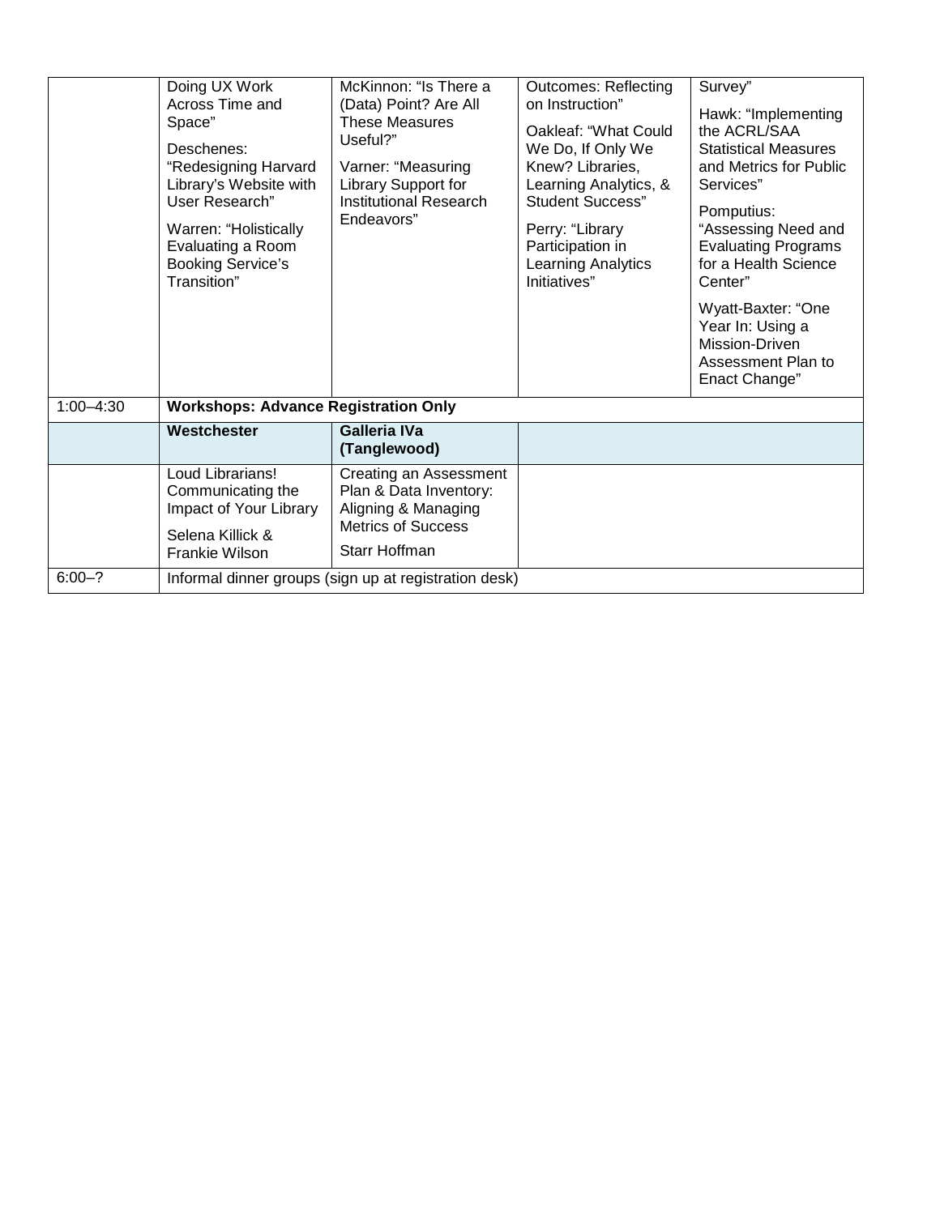| | | | | |
|---|---|---|---|---|
| | Doing UX Work Across Time and Space" Deschenes: "Redesigning Harvard Library's Website with User Research" Warren: "Holistically Evaluating a Room Booking Service's Transition" | McKinnon: "Is There a (Data) Point? Are All These Measures Useful?" Varner: "Measuring Library Support for Institutional Research Endeavors" | Outcomes: Reflecting on Instruction" Oakleaf: "What Could We Do, If Only We Knew? Libraries, Learning Analytics, & Student Success" Perry: "Library Participation in Learning Analytics Initiatives" | Survey" Hawk: "Implementing the ACRL/SAA Statistical Measures and Metrics for Public Services" Pomputius: "Assessing Need and Evaluating Programs for a Health Science Center" Wyatt-Baxter: "One Year In: Using a Mission-Driven Assessment Plan to Enact Change" |
| 1:00–4:30 | **Workshops: Advance Registration Only** | | | |
| | **Westchester** | **Galleria IVa (Tanglewood)** | | |
| | Loud Librarians! Communicating the Impact of Your Library Selena Killick & Frankie Wilson | Creating an Assessment Plan & Data Inventory: Aligning & Managing Metrics of Success Starr Hoffman | | |
| 6:00–? | Informal dinner groups (sign up at registration desk) | | | |